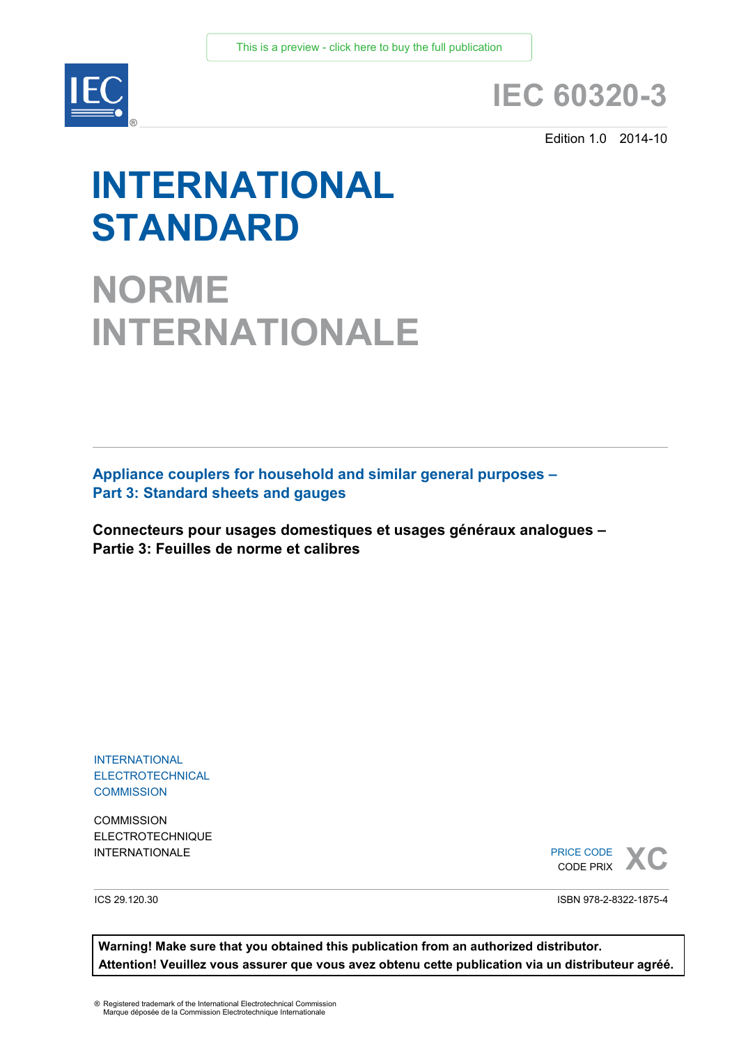This is a preview - click here to buy the full publication

# IEC 60320-3

Edition 1.0 2014-10

# INTERNATIONAL STANDARD

# NORME INTERNATIONALE

## Appliance couplers for household and similar general purposes – Part 3: Standard sheets and gauges

## Connecteurs pour usages domestiques et usages généraux analogues – Partie 3: Feuilles de norme et calibres

INTERNATIONAL ELECTROTECHNICAL COMMISSION

COMMISSION ELECTROTECHNIQUE INTERNATIONALE

PRICE CODE
CODE PRIX **XC**

ICS 29.120.30

ISBN 978-2-8322-1875-4

**Warning! Make sure that you obtained this publication from an authorized distributor.**
**Attention! Veuillez vous assurer que vous avez obtenu cette publication via un distributeur agréé.**

® Registered trademark of the International Electrotechnical Commission
Marque déposée de la Commission Electrotechnique Internationale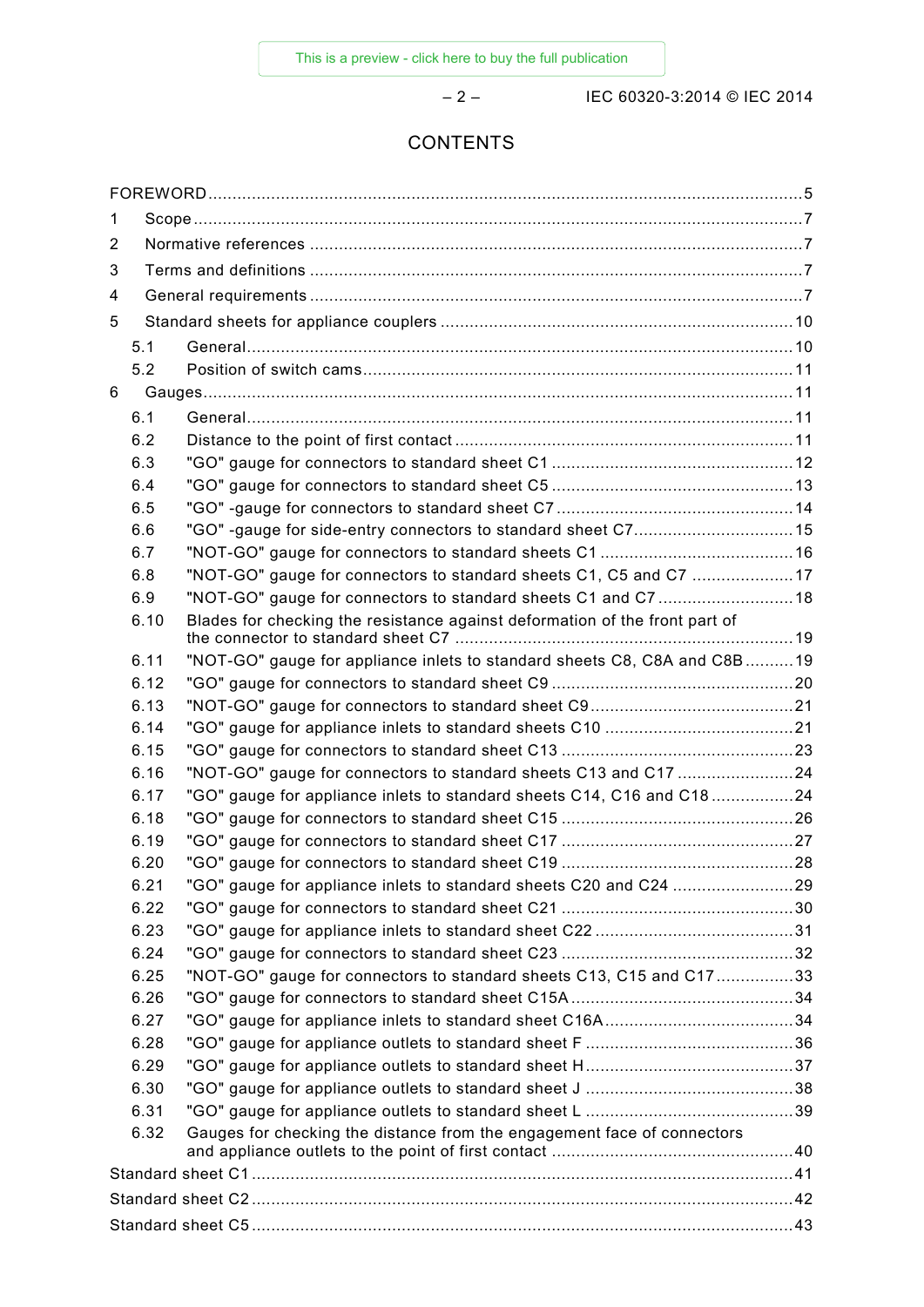# CONTENTS

FOREWORD .......................................................... 5

1 Scope .......................................................... 7

2 Normative references .......................................................... 7

3 Terms and definitions .......................................................... 7

4 General requirements .......................................................... 7

5 Standard sheets for appliance couplers .......................................................... 10

- 5.1 General .......................................................... 10
- 5.2 Position of switch cams .......................................................... 11

6 Gauges .......................................................... 11

- 6.1 General .......................................................... 11
- 6.2 Distance to the point of first contact .......................................................... 11
- 6.3 "GO" gauge for connectors to standard sheet C1 .......................................................... 12
- 6.4 "GO" gauge for connectors to standard sheet C5 .......................................................... 13
- 6.5 "GO" -gauge for connectors to standard sheet C7 .......................................................... 14
- 6.6 "GO" -gauge for side-entry connectors to standard sheet C7 .......................................................... 15
- 6.7 "NOT-GO" gauge for connectors to standard sheets C1 .......................................................... 16
- 6.8 "NOT-GO" gauge for connectors to standard sheets C1, C5 and C7 .......................................................... 17
- 6.9 "NOT-GO" gauge for connectors to standard sheets C1 and C7 .......................................................... 18
- 6.10 Blades for checking the resistance against deformation of the front part of the connector to standard sheet C7 .......................................................... 19
- 6.11 "NOT-GO" gauge for appliance inlets to standard sheets C8, C8A and C8B .......................................................... 19
- 6.12 "GO" gauge for connectors to standard sheet C9 .......................................................... 20
- 6.13 "NOT-GO" gauge for connectors to standard sheet C9 .......................................................... 21
- 6.14 "GO" gauge for appliance inlets to standard sheets C10 .......................................................... 21
- 6.15 "GO" gauge for connectors to standard sheet C13 .......................................................... 23
- 6.16 "NOT-GO" gauge for connectors to standard sheets C13 and C17 .......................................................... 24
- 6.17 "GO" gauge for appliance inlets to standard sheets C14, C16 and C18 .......................................................... 24
- 6.18 "GO" gauge for connectors to standard sheet C15 .......................................................... 26
- 6.19 "GO" gauge for connectors to standard sheet C17 .......................................................... 27
- 6.20 "GO" gauge for connectors to standard sheet C19 .......................................................... 28
- 6.21 "GO" gauge for appliance inlets to standard sheets C20 and C24 .......................................................... 29
- 6.22 "GO" gauge for connectors to standard sheet C21 .......................................................... 30
- 6.23 "GO" gauge for appliance inlets to standard sheet C22 .......................................................... 31
- 6.24 "GO" gauge for connectors to standard sheet C23 .......................................................... 32
- 6.25 "NOT-GO" gauge for connectors to standard sheets C13, C15 and C17 .......................................................... 33
- 6.26 "GO" gauge for connectors to standard sheet C15A .......................................................... 34
- 6.27 "GO" gauge for appliance inlets to standard sheet C16A .......................................................... 34
- 6.28 "GO" gauge for appliance outlets to standard sheet F .......................................................... 36
- 6.29 "GO" gauge for appliance outlets to standard sheet H .......................................................... 37
- 6.30 "GO" gauge for appliance outlets to standard sheet J .......................................................... 38
- 6.31 "GO" gauge for appliance outlets to standard sheet L .......................................................... 39
- 6.32 Gauges for checking the distance from the engagement face of connectors and appliance outlets to the point of first contact .......................................................... 40

Standard sheet C1 .......................................................... 41

Standard sheet C2 .......................................................... 42

Standard sheet C5 .......................................................... 43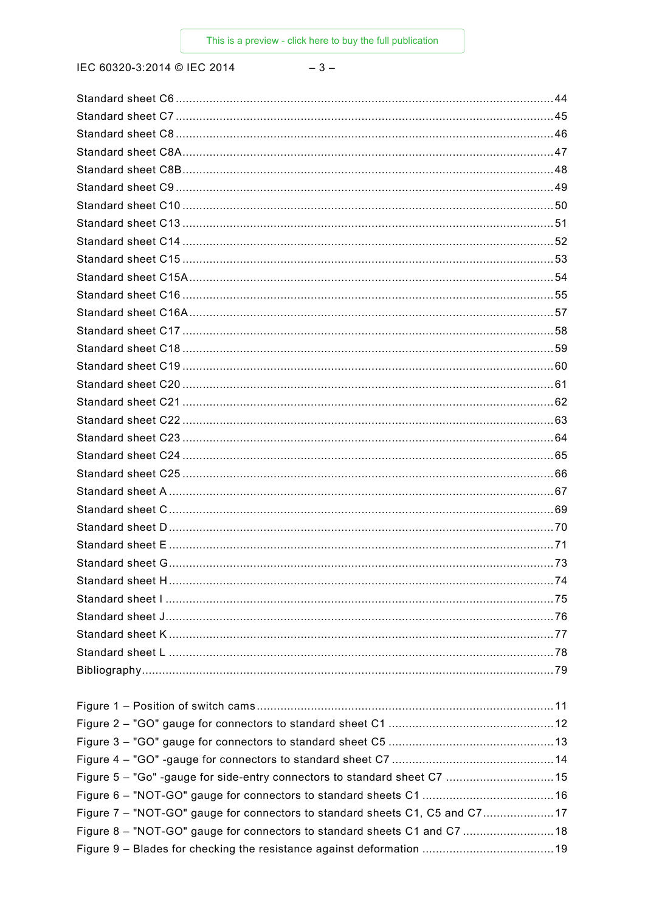Standard sheet C6 .......................................................................................................................44
Standard sheet C7 .......................................................................................................................45
Standard sheet C8 .......................................................................................................................46
Standard sheet C8A.....................................................................................................................47
Standard sheet C8B.....................................................................................................................48
Standard sheet C9 .......................................................................................................................49
Standard sheet C10 .....................................................................................................................50
Standard sheet C13 .....................................................................................................................51
Standard sheet C14 .....................................................................................................................52
Standard sheet C15 .....................................................................................................................53
Standard sheet C15A...................................................................................................................54
Standard sheet C16 .....................................................................................................................55
Standard sheet C16A...................................................................................................................57
Standard sheet C17 .....................................................................................................................58
Standard sheet C18 .....................................................................................................................59
Standard sheet C19 .....................................................................................................................60
Standard sheet C20 .....................................................................................................................61
Standard sheet C21 .....................................................................................................................62
Standard sheet C22 .....................................................................................................................63
Standard sheet C23 .....................................................................................................................64
Standard sheet C24 .....................................................................................................................65
Standard sheet C25 .....................................................................................................................66
Standard sheet A .........................................................................................................................67
Standard sheet C .........................................................................................................................69
Standard sheet D .........................................................................................................................70
Standard sheet E .........................................................................................................................71
Standard sheet G .........................................................................................................................73
Standard sheet H .........................................................................................................................74
Standard sheet I ...........................................................................................................................75
Standard sheet J ...........................................................................................................................76
Standard sheet K .........................................................................................................................77
Standard sheet L ..........................................................................................................................78
Bibliography..................................................................................................................................79

Figure 1 – Position of switch cams ................................................................................................11
Figure 2 – "GO" gauge for connectors to standard sheet C1 .........................................................12
Figure 3 – "GO" gauge for connectors to standard sheet C5 .........................................................13
Figure 4 – "GO" -gauge for connectors to standard sheet C7 ........................................................14
Figure 5 – "Go" -gauge for side-entry connectors to standard sheet C7 ........................................15
Figure 6 – "NOT-GO" gauge for connectors to standard sheets C1 ................................................16
Figure 7 – "NOT-GO" gauge for connectors to standard sheets C1, C5 and C7.............................17
Figure 8 – "NOT-GO" gauge for connectors to standard sheets C1 and C7 ...................................18
Figure 9 – Blades for checking the resistance against deformation ...............................................19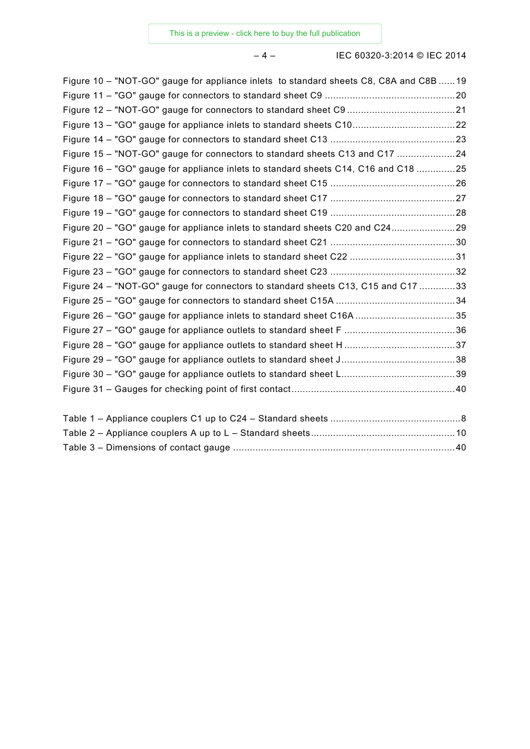Figure 10 – "NOT-GO" gauge for appliance inlets to standard sheets C8, C8A and C8B ......19
Figure 11 – "GO" gauge for connectors to standard sheet C9 ...............................................20
Figure 12 – "NOT-GO" gauge for connectors to standard sheet C9 .......................................21
Figure 13 – "GO" gauge for appliance inlets to standard sheets C10.....................................22
Figure 14 – "GO" gauge for connectors to standard sheet C13 .............................................23
Figure 15 – "NOT-GO" gauge for connectors to standard sheets C13 and C17 .....................24
Figure 16 – "GO" gauge for appliance inlets to standard sheets C14, C16 and C18 ..............25
Figure 17 – "GO" gauge for connectors to standard sheet C15 .............................................26
Figure 18 – "GO" gauge for connectors to standard sheet C17 .............................................27
Figure 19 – "GO" gauge for connectors to standard sheet C19 .............................................28
Figure 20 – "GO" gauge for appliance inlets to standard sheets C20 and C24.......................29
Figure 21 – "GO" gauge for connectors to standard sheet C21 .............................................30
Figure 22 – "GO" gauge for appliance inlets to standard sheet C22 ......................................31
Figure 23 – "GO" gauge for connectors to standard sheet C23 .............................................32
Figure 24 – "NOT-GO" gauge for connectors to standard sheets C13, C15 and C17 .............33
Figure 25 – "GO" gauge for connectors to standard sheet C15A ...........................................34
Figure 26 – "GO" gauge for appliance inlets to standard sheet C16A ....................................35
Figure 27 – "GO" gauge for appliance outlets to standard sheet F ........................................36
Figure 28 – "GO" gauge for appliance outlets to standard sheet H ........................................37
Figure 29 – "GO" gauge for appliance outlets to standard sheet J.........................................38
Figure 30 – "GO" gauge for appliance outlets to standard sheet L.........................................39
Figure 31 – Gauges for checking point of first contact...........................................................40

Table 1 – Appliance couplers C1 up to C24 – Standard sheets ...............................................8
Table 2 – Appliance couplers A up to L – Standard sheets....................................................10
Table 3 – Dimensions of contact gauge ................................................................................40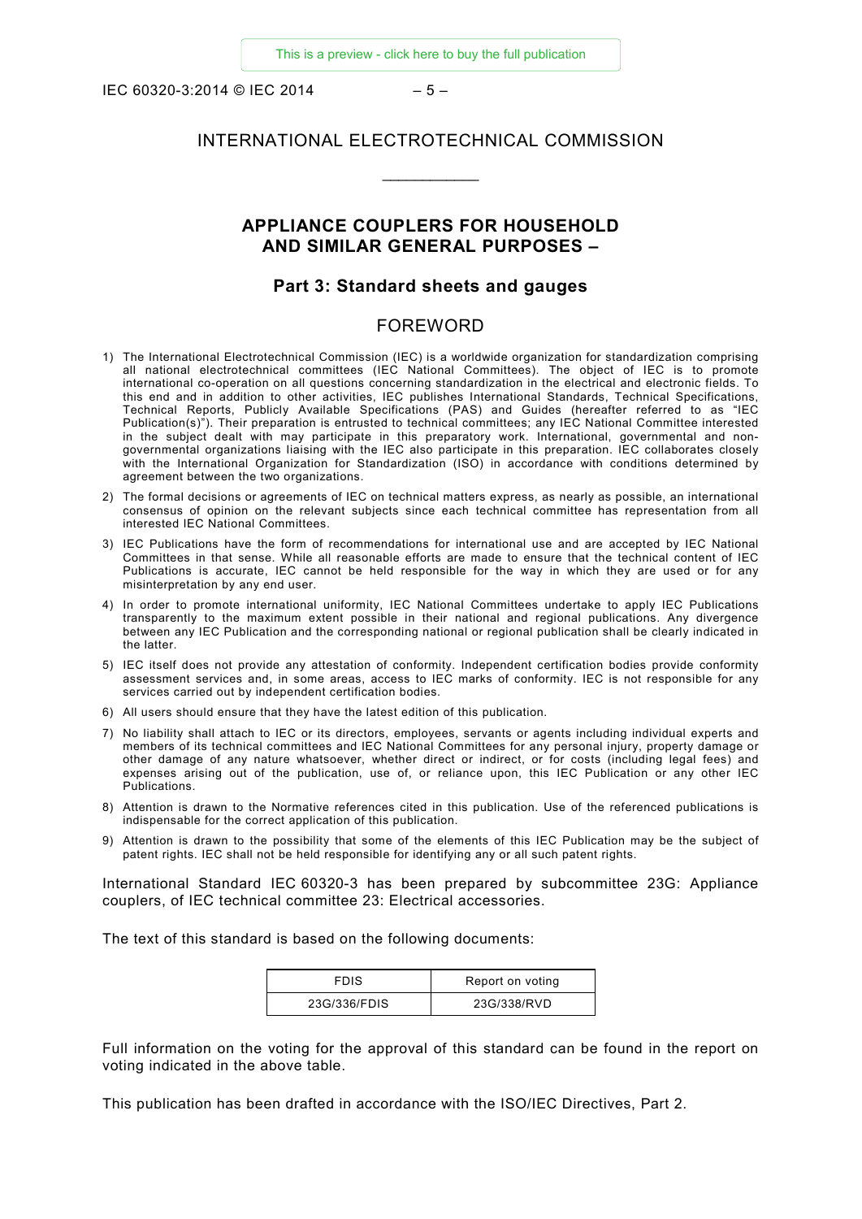# INTERNATIONAL ELECTROTECHNICAL COMMISSION

___________

## APPLIANCE COUPLERS FOR HOUSEHOLD AND SIMILAR GENERAL PURPOSES –

### Part 3: Standard sheets and gauges

## FOREWORD

1) The International Electrotechnical Commission (IEC) is a worldwide organization for standardization comprising all national electrotechnical committees (IEC National Committees). The object of IEC is to promote international co-operation on all questions concerning standardization in the electrical and electronic fields. To this end and in addition to other activities, IEC publishes International Standards, Technical Specifications, Technical Reports, Publicly Available Specifications (PAS) and Guides (hereafter referred to as "IEC Publication(s)"). Their preparation is entrusted to technical committees; any IEC National Committee interested in the subject dealt with may participate in this preparatory work. International, governmental and non-governmental organizations liaising with the IEC also participate in this preparation. IEC collaborates closely with the International Organization for Standardization (ISO) in accordance with conditions determined by agreement between the two organizations.
2) The formal decisions or agreements of IEC on technical matters express, as nearly as possible, an international consensus of opinion on the relevant subjects since each technical committee has representation from all interested IEC National Committees.
3) IEC Publications have the form of recommendations for international use and are accepted by IEC National Committees in that sense. While all reasonable efforts are made to ensure that the technical content of IEC Publications is accurate, IEC cannot be held responsible for the way in which they are used or for any misinterpretation by any end user.
4) In order to promote international uniformity, IEC National Committees undertake to apply IEC Publications transparently to the maximum extent possible in their national and regional publications. Any divergence between any IEC Publication and the corresponding national or regional publication shall be clearly indicated in the latter.
5) IEC itself does not provide any attestation of conformity. Independent certification bodies provide conformity assessment services and, in some areas, access to IEC marks of conformity. IEC is not responsible for any services carried out by independent certification bodies.
6) All users should ensure that they have the latest edition of this publication.
7) No liability shall attach to IEC or its directors, employees, servants or agents including individual experts and members of its technical committees and IEC National Committees for any personal injury, property damage or other damage of any nature whatsoever, whether direct or indirect, or for costs (including legal fees) and expenses arising out of the publication, use of, or reliance upon, this IEC Publication or any other IEC Publications.
8) Attention is drawn to the Normative references cited in this publication. Use of the referenced publications is indispensable for the correct application of this publication.
9) Attention is drawn to the possibility that some of the elements of this IEC Publication may be the subject of patent rights. IEC shall not be held responsible for identifying any or all such patent rights.

International Standard IEC 60320-3 has been prepared by subcommittee 23G: Appliance couplers, of IEC technical committee 23: Electrical accessories.

The text of this standard is based on the following documents:

| FDIS | Report on voting |
|---|---|
| 23G/336/FDIS | 23G/338/RVD |

Full information on the voting for the approval of this standard can be found in the report on voting indicated in the above table.

This publication has been drafted in accordance with the ISO/IEC Directives, Part 2.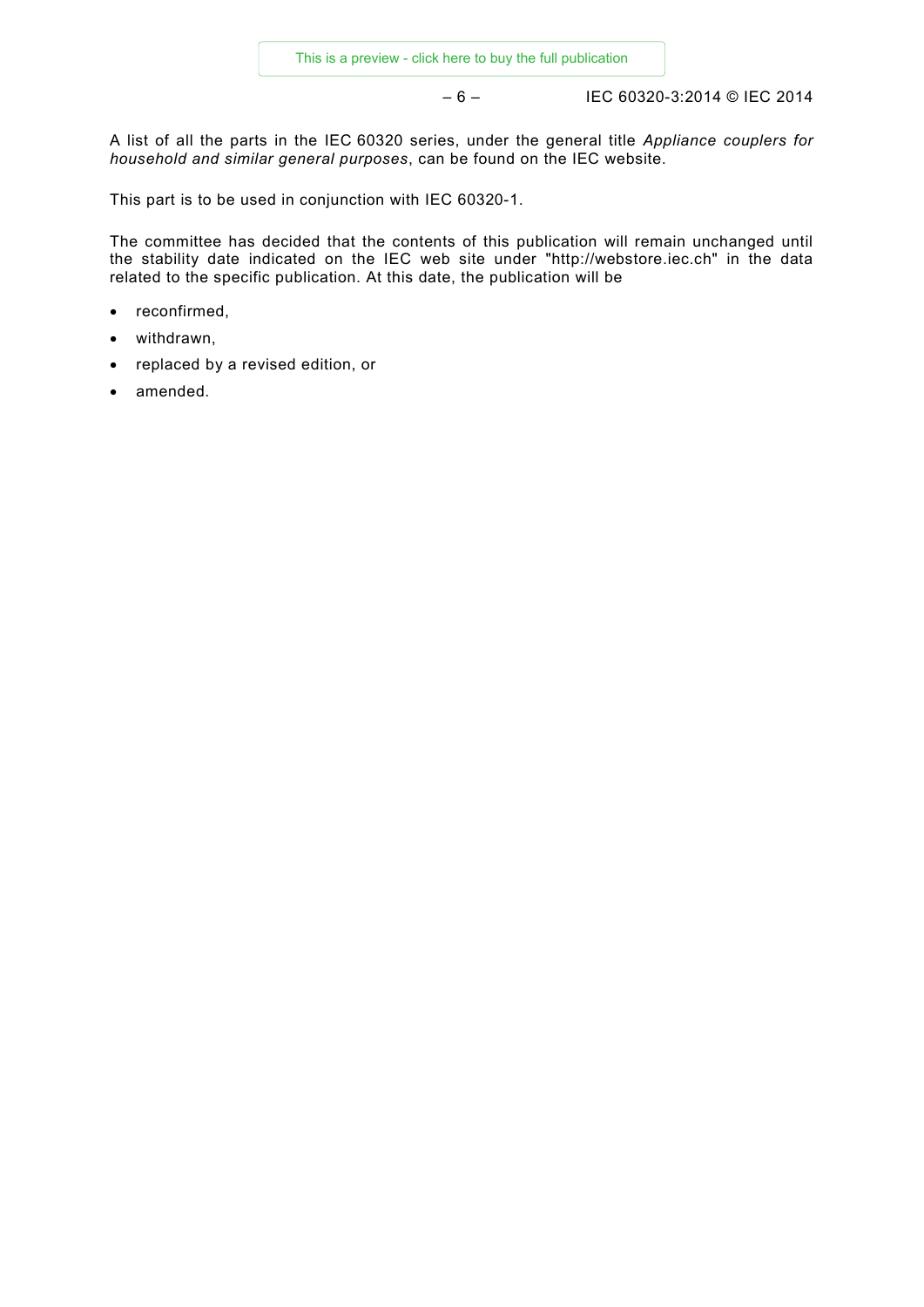A list of all the parts in the IEC 60320 series, under the general title *Appliance couplers for household and similar general purposes*, can be found on the IEC website.

This part is to be used in conjunction with IEC 60320-1.

The committee has decided that the contents of this publication will remain unchanged until the stability date indicated on the IEC web site under "http://webstore.iec.ch" in the data related to the specific publication. At this date, the publication will be

- reconfirmed,
- withdrawn,
- replaced by a revised edition, or
- amended.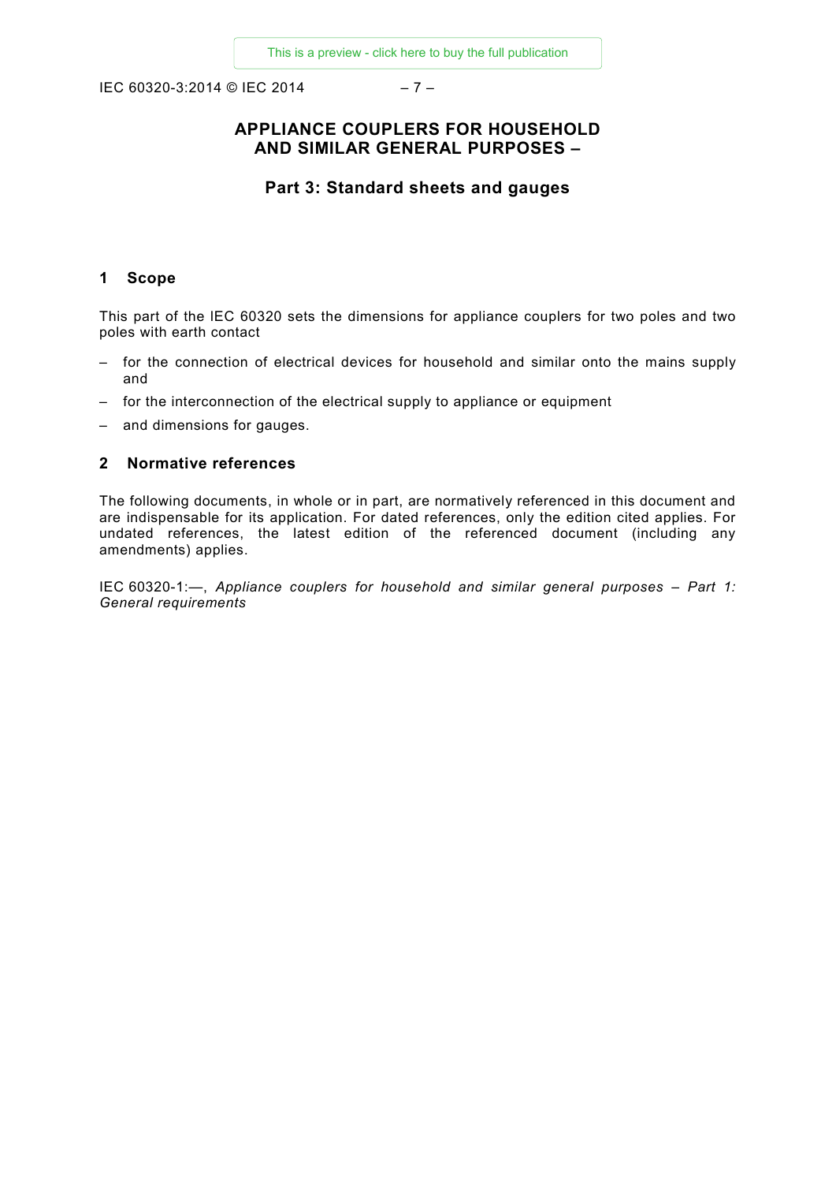# APPLIANCE COUPLERS FOR HOUSEHOLD AND SIMILAR GENERAL PURPOSES –

## Part 3: Standard sheets and gauges

## 1 Scope

This part of the IEC 60320 sets the dimensions for appliance couplers for two poles and two poles with earth contact

- for the connection of electrical devices for household and similar onto the mains supply and
- for the interconnection of the electrical supply to appliance or equipment
- and dimensions for gauges.

## 2 Normative references

The following documents, in whole or in part, are normatively referenced in this document and are indispensable for its application. For dated references, only the edition cited applies. For undated references, the latest edition of the referenced document (including any amendments) applies.

IEC 60320-1:—, *Appliance couplers for household and similar general purposes – Part 1: General requirements*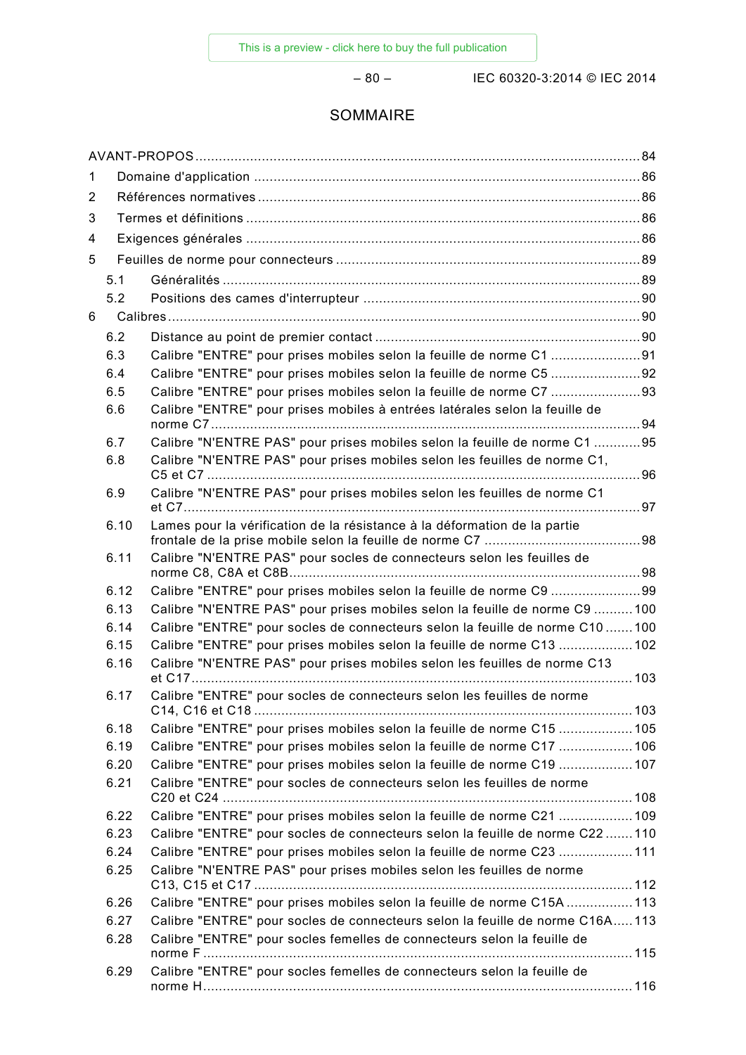# SOMMAIRE

AVANT-PROPOS ........................................................................................................................ 84

1 Domaine d'application ........................................................................................................ 86

2 Références normatives ....................................................................................................... 86

3 Termes et définitions .......................................................................................................... 86

4 Exigences générales .......................................................................................................... 86

5 Feuilles de norme pour connecteurs .................................................................................. 89

 5.1 Généralités ................................................................................................................ 89

 5.2 Positions des cames d'interrupteur ........................................................................... 90

6 Calibres .............................................................................................................................. 90

 6.2 Distance au point de premier contact ........................................................................ 90

 6.3 Calibre "ENTRE" pour prises mobiles selon la feuille de norme C1 ........................ 91

 6.4 Calibre "ENTRE" pour prises mobiles selon la feuille de norme C5 ........................ 92

 6.5 Calibre "ENTRE" pour prises mobiles selon la feuille de norme C7 ........................ 93

 6.6 Calibre "ENTRE" pour prises mobiles à entrées latérales selon la feuille de norme C7 .................................................................................................................. 94

 6.7 Calibre "N'ENTRE PAS" pour prises mobiles selon la feuille de norme C1 ............ 95

 6.8 Calibre "N'ENTRE PAS" pour prises mobiles selon les feuilles de norme C1, C5 et C7 .................................................................................................................. 96

 6.9 Calibre "N'ENTRE PAS" pour prises mobiles selon les feuilles de norme C1 et C7 ........................................................................................................................ 97

 6.10 Lames pour la vérification de la résistance à la déformation de la partie frontale de la prise mobile selon la feuille de norme C7 ......................................... 98

 6.11 Calibre "N'ENTRE PAS" pour socles de connecteurs selon les feuilles de norme C8, C8A et C8B ........................................................................................... 98

 6.12 Calibre "ENTRE" pour prises mobiles selon la feuille de norme C9 ........................ 99

 6.13 Calibre "N'ENTRE PAS" pour prises mobiles selon la feuille de norme C9 .......... 100

 6.14 Calibre "ENTRE" pour socles de connecteurs selon la feuille de norme C10 ....... 100

 6.15 Calibre "ENTRE" pour prises mobiles selon la feuille de norme C13 .................. 102

 6.16 Calibre "N'ENTRE PAS" pour prises mobiles selon les feuilles de norme C13 et C17 ..................................................................................................................... 103

 6.17 Calibre "ENTRE" pour socles de connecteurs selon les feuilles de norme C14, C16 et C18 ...................................................................................................... 103

 6.18 Calibre "ENTRE" pour prises mobiles selon la feuille de norme C15 .................. 105

 6.19 Calibre "ENTRE" pour prises mobiles selon la feuille de norme C17 .................. 106

 6.20 Calibre "ENTRE" pour prises mobiles selon la feuille de norme C19 .................. 107

 6.21 Calibre "ENTRE" pour socles de connecteurs selon les feuilles de norme C20 et C24 .......................................................................................................... 108

 6.22 Calibre "ENTRE" pour prises mobiles selon la feuille de norme C21 .................. 109

 6.23 Calibre "ENTRE" pour socles de connecteurs selon la feuille de norme C22 ....... 110

 6.24 Calibre "ENTRE" pour prises mobiles selon la feuille de norme C23 .................. 111

 6.25 Calibre "N'ENTRE PAS" pour prises mobiles selon les feuilles de norme C13, C15 et C17 ...................................................................................................... 112

 6.26 Calibre "ENTRE" pour prises mobiles selon la feuille de norme C15A ................. 113

 6.27 Calibre "ENTRE" pour socles de connecteurs selon la feuille de norme C16A ..... 113

 6.28 Calibre "ENTRE" pour socles femelles de connecteurs selon la feuille de norme F ................................................................................................................. 115

 6.29 Calibre "ENTRE" pour socles femelles de connecteurs selon la feuille de norme H ................................................................................................................ 116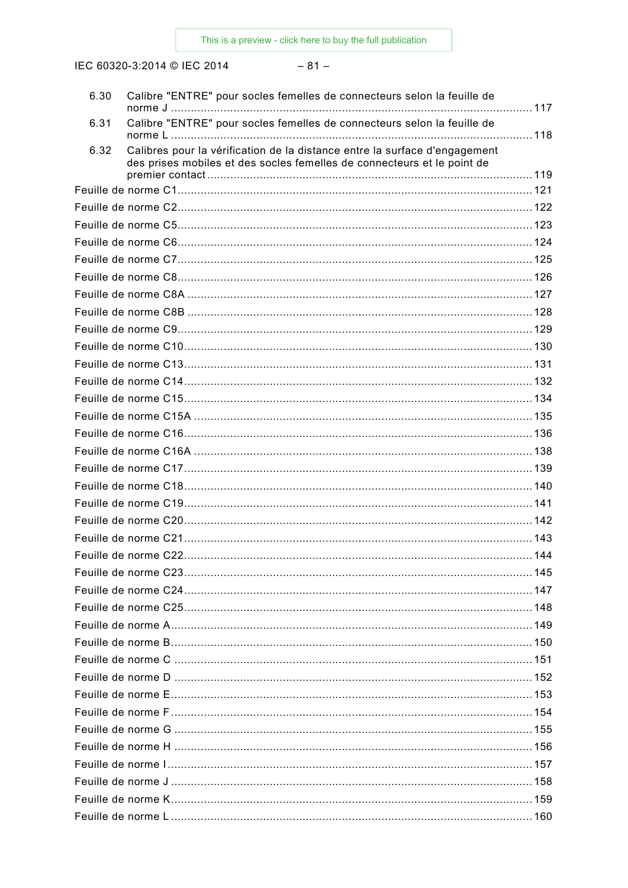6.30 Calibre "ENTRE" pour socles femelles de connecteurs selon la feuille de norme J ... 117

6.31 Calibre "ENTRE" pour socles femelles de connecteurs selon la feuille de norme L ... 118

6.32 Calibres pour la vérification de la distance entre la surface d'engagement des prises mobiles et des socles femelles de connecteurs et le point de premier contact ... 119

Feuille de norme C1 ... 121

Feuille de norme C2 ... 122

Feuille de norme C5 ... 123

Feuille de norme C6 ... 124

Feuille de norme C7 ... 125

Feuille de norme C8 ... 126

Feuille de norme C8A ... 127

Feuille de norme C8B ... 128

Feuille de norme C9 ... 129

Feuille de norme C10 ... 130

Feuille de norme C13 ... 131

Feuille de norme C14 ... 132

Feuille de norme C15 ... 134

Feuille de norme C15A ... 135

Feuille de norme C16 ... 136

Feuille de norme C16A ... 138

Feuille de norme C17 ... 139

Feuille de norme C18 ... 140

Feuille de norme C19 ... 141

Feuille de norme C20 ... 142

Feuille de norme C21 ... 143

Feuille de norme C22 ... 144

Feuille de norme C23 ... 145

Feuille de norme C24 ... 147

Feuille de norme C25 ... 148

Feuille de norme A ... 149

Feuille de norme B ... 150

Feuille de norme C ... 151

Feuille de norme D ... 152

Feuille de norme E ... 153

Feuille de norme F ... 154

Feuille de norme G ... 155

Feuille de norme H ... 156

Feuille de norme I ... 157

Feuille de norme J ... 158

Feuille de norme K ... 159

Feuille de norme L ... 160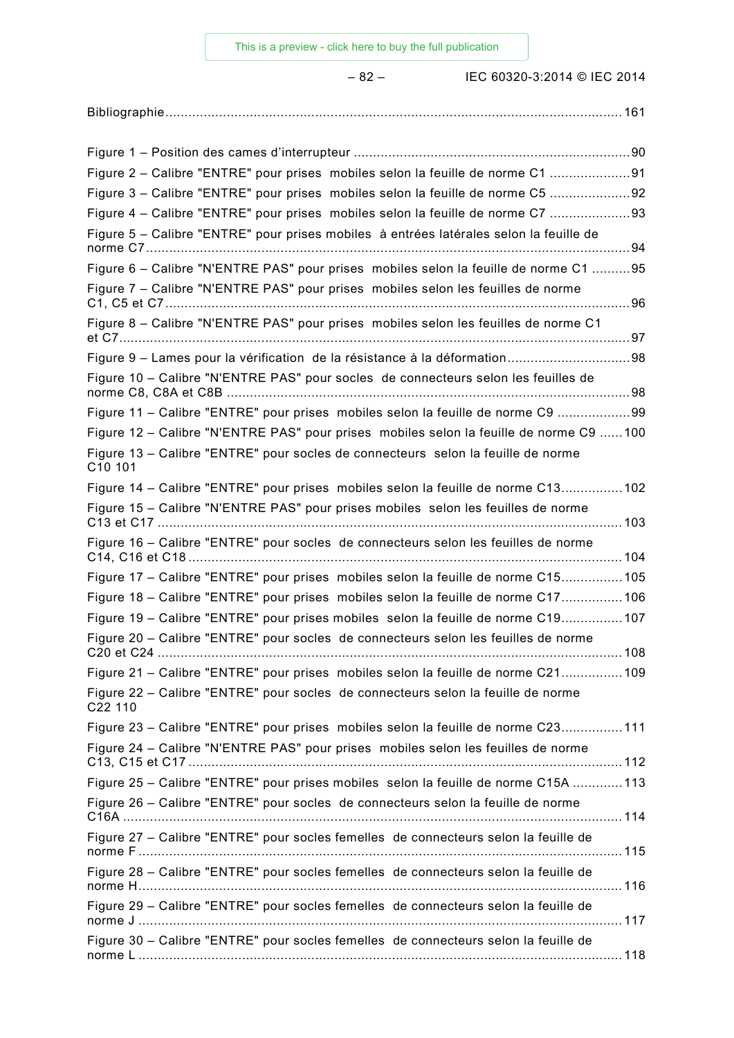Bibliographie ........................................................................................................................ 161

Figure 1 – Position des cames d'interrupteur ........................................................................ 90

Figure 2 – Calibre "ENTRE" pour prises mobiles selon la feuille de norme C1 ..................... 91

Figure 3 – Calibre "ENTRE" pour prises mobiles selon la feuille de norme C5 ..................... 92

Figure 4 – Calibre "ENTRE" pour prises mobiles selon la feuille de norme C7 ..................... 93

Figure 5 – Calibre "ENTRE" pour prises mobiles à entrées latérales selon la feuille de norme C7 ........................................................................................................................... 94

Figure 6 – Calibre "N'ENTRE PAS" pour prises mobiles selon la feuille de norme C1 .......... 95

Figure 7 – Calibre "N'ENTRE PAS" pour prises mobiles selon les feuilles de norme C1, C5 et C7 ........................................................................................................................ 96

Figure 8 – Calibre "N'ENTRE PAS" pour prises mobiles selon les feuilles de norme C1 et C7 .................................................................................................................................. 97

Figure 9 – Lames pour la vérification de la résistance à la déformation ................................ 98

Figure 10 – Calibre "N'ENTRE PAS" pour socles de connecteurs selon les feuilles de norme C8, C8A et C8B ......................................................................................................... 98

Figure 11 – Calibre "ENTRE" pour prises mobiles selon la feuille de norme C9 ................... 99

Figure 12 – Calibre "N'ENTRE PAS" pour prises mobiles selon la feuille de norme C9 ...... 100

Figure 13 – Calibre "ENTRE" pour socles de connecteurs selon la feuille de norme C10 101

Figure 14 – Calibre "ENTRE" pour prises mobiles selon la feuille de norme C13................ 102

Figure 15 – Calibre "N'ENTRE PAS" pour prises mobiles selon les feuilles de norme C13 et C17 ....................................................................................................................... 103

Figure 16 – Calibre "ENTRE" pour socles de connecteurs selon les feuilles de norme C14, C16 et C18 ................................................................................................................ 104

Figure 17 – Calibre "ENTRE" pour prises mobiles selon la feuille de norme C15................ 105

Figure 18 – Calibre "ENTRE" pour prises mobiles selon la feuille de norme C17................ 106

Figure 19 – Calibre "ENTRE" pour prises mobiles selon la feuille de norme C19................ 107

Figure 20 – Calibre "ENTRE" pour socles de connecteurs selon les feuilles de norme C20 et C24 ....................................................................................................................... 108

Figure 21 – Calibre "ENTRE" pour prises mobiles selon la feuille de norme C21................ 109

Figure 22 – Calibre "ENTRE" pour socles de connecteurs selon la feuille de norme C22 110

Figure 23 – Calibre "ENTRE" pour prises mobiles selon la feuille de norme C23................ 111

Figure 24 – Calibre "N'ENTRE PAS" pour prises mobiles selon les feuilles de norme C13, C15 et C17 ................................................................................................................ 112

Figure 25 – Calibre "ENTRE" pour prises mobiles selon la feuille de norme C15A ............. 113

Figure 26 – Calibre "ENTRE" pour socles de connecteurs selon la feuille de norme C16A ................................................................................................................................. 114

Figure 27 – Calibre "ENTRE" pour socles femelles de connecteurs selon la feuille de norme F ............................................................................................................................ 115

Figure 28 – Calibre "ENTRE" pour socles femelles de connecteurs selon la feuille de norme H ............................................................................................................................ 116

Figure 29 – Calibre "ENTRE" pour socles femelles de connecteurs selon la feuille de norme J ............................................................................................................................ 117

Figure 30 – Calibre "ENTRE" pour socles femelles de connecteurs selon la feuille de norme L ............................................................................................................................ 118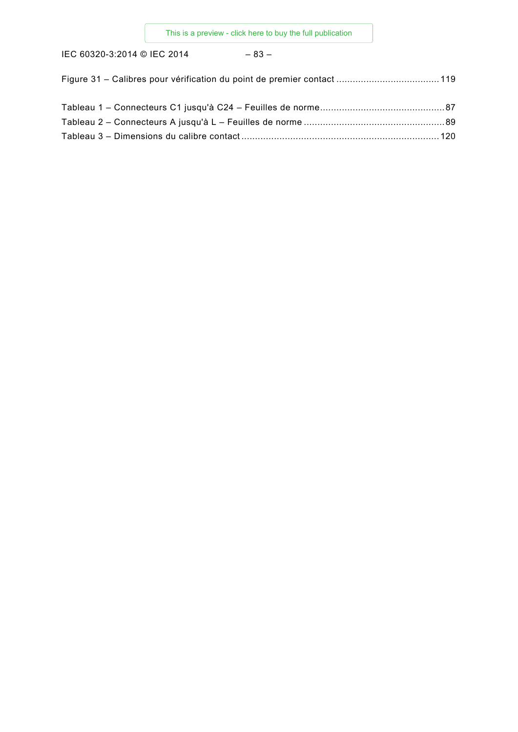Figure 31 – Calibres pour vérification du point de premier contact ..................................... 119

Tableau 1 – Connecteurs C1 jusqu'à C24 – Feuilles de norme ............................................. 87
Tableau 2 – Connecteurs A jusqu'à L – Feuilles de norme ................................................... 89
Tableau 3 – Dimensions du calibre contact ........................................................................ 120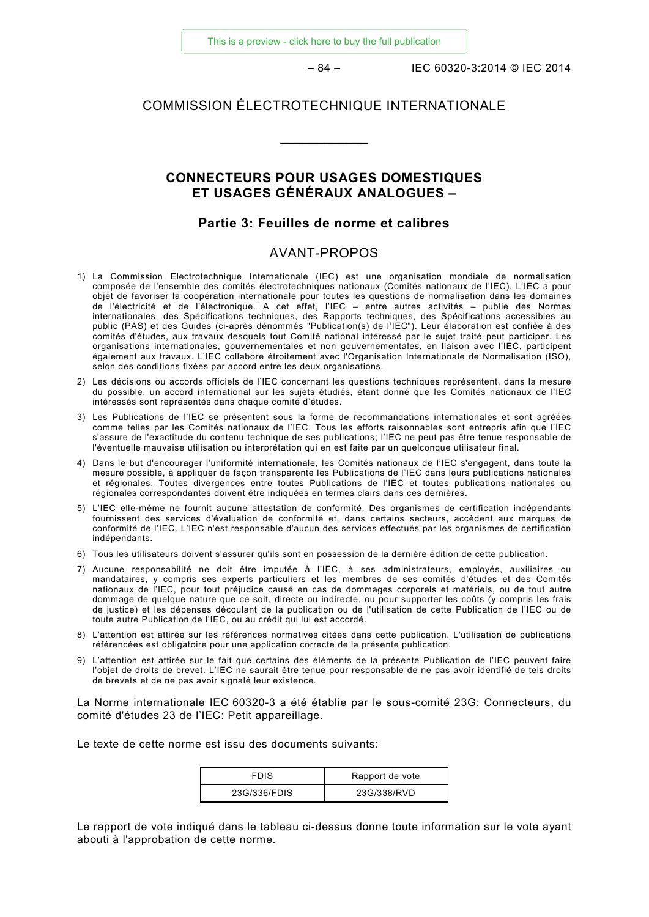COMMISSION ÉLECTROTECHNIQUE INTERNATIONALE

____________

# CONNECTEURS POUR USAGES DOMESTIQUES ET USAGES GÉNÉRAUX ANALOGUES –

## Partie 3: Feuilles de norme et calibres

## AVANT-PROPOS

1) La Commission Electrotechnique Internationale (IEC) est une organisation mondiale de normalisation composée de l'ensemble des comités électrotechniques nationaux (Comités nationaux de l'IEC). L'IEC a pour objet de favoriser la coopération internationale pour toutes les questions de normalisation dans les domaines de l'électricité et de l'électronique. A cet effet, l'IEC – entre autres activités – publie des Normes internationales, des Spécifications techniques, des Rapports techniques, des Spécifications accessibles au public (PAS) et des Guides (ci-après dénommés "Publication(s) de l'IEC"). Leur élaboration est confiée à des comités d'études, aux travaux desquels tout Comité national intéressé par le sujet traité peut participer. Les organisations internationales, gouvernementales et non gouvernementales, en liaison avec l'IEC, participent également aux travaux. L'IEC collabore étroitement avec l'Organisation Internationale de Normalisation (ISO), selon des conditions fixées par accord entre les deux organisations.

2) Les décisions ou accords officiels de l'IEC concernant les questions techniques représentent, dans la mesure du possible, un accord international sur les sujets étudiés, étant donné que les Comités nationaux de l'IEC intéressés sont représentés dans chaque comité d'études.

3) Les Publications de l'IEC se présentent sous la forme de recommandations internationales et sont agréées comme telles par les Comités nationaux de l'IEC. Tous les efforts raisonnables sont entrepris afin que l'IEC s'assure de l'exactitude du contenu technique de ses publications; l'IEC ne peut pas être tenue responsable de l'éventuelle mauvaise utilisation ou interprétation qui en est faite par un quelconque utilisateur final.

4) Dans le but d'encourager l'uniformité internationale, les Comités nationaux de l'IEC s'engagent, dans toute la mesure possible, à appliquer de façon transparente les Publications de l'IEC dans leurs publications nationales et régionales. Toutes divergences entre toutes Publications de l'IEC et toutes publications nationales ou régionales correspondantes doivent être indiquées en termes clairs dans ces dernières.

5) L'IEC elle-même ne fournit aucune attestation de conformité. Des organismes de certification indépendants fournissent des services d'évaluation de conformité et, dans certains secteurs, accèdent aux marques de conformité de l'IEC. L'IEC n'est responsable d'aucun des services effectués par les organismes de certification indépendants.

6) Tous les utilisateurs doivent s'assurer qu'ils sont en possession de la dernière édition de cette publication.

7) Aucune responsabilité ne doit être imputée à l'IEC, à ses administrateurs, employés, auxiliaires ou mandataires, y compris ses experts particuliers et les membres de ses comités d'études et des Comités nationaux de l'IEC, pour tout préjudice causé en cas de dommages corporels et matériels, ou de tout autre dommage de quelque nature que ce soit, directe ou indirecte, ou pour supporter les coûts (y compris les frais de justice) et les dépenses découlant de la publication ou de l'utilisation de cette Publication de l'IEC ou de toute autre Publication de l'IEC, ou au crédit qui lui est accordé.

8) L'attention est attirée sur les références normatives citées dans cette publication. L'utilisation de publications référencées est obligatoire pour une application correcte de la présente publication.

9) L'attention est attirée sur le fait que certains des éléments de la présente Publication de l'IEC peuvent faire l'objet de droits de brevet. L'IEC ne saurait être tenue pour responsable de ne pas avoir identifié de tels droits de brevets et de ne pas avoir signalé leur existence.

La Norme internationale IEC 60320-3 a été établie par le sous-comité 23G: Connecteurs, du comité d'études 23 de l'IEC: Petit appareillage.

Le texte de cette norme est issu des documents suivants:

| FDIS | Rapport de vote |
|---|---|
| 23G/336/FDIS | 23G/338/RVD |

Le rapport de vote indiqué dans le tableau ci-dessus donne toute information sur le vote ayant abouti à l'approbation de cette norme.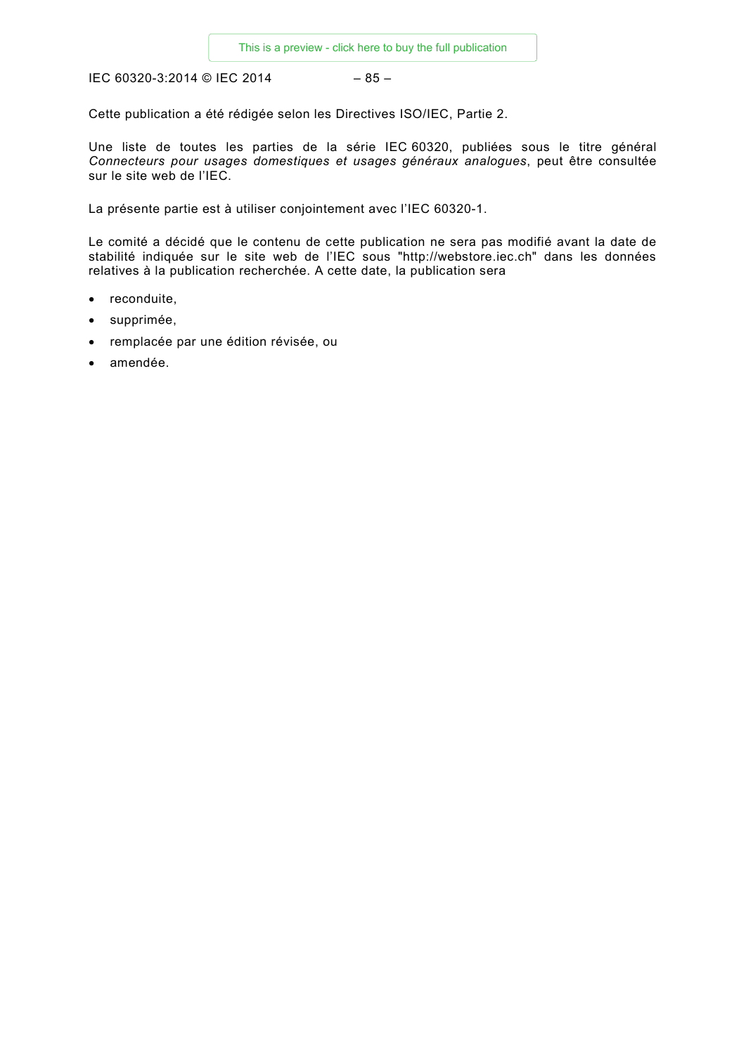Cette publication a été rédigée selon les Directives ISO/IEC, Partie 2.

Une liste de toutes les parties de la série IEC 60320, publiées sous le titre général *Connecteurs pour usages domestiques et usages généraux analogues*, peut être consultée sur le site web de l'IEC.

La présente partie est à utiliser conjointement avec l'IEC 60320-1.

Le comité a décidé que le contenu de cette publication ne sera pas modifié avant la date de stabilité indiquée sur le site web de l'IEC sous "http://webstore.iec.ch" dans les données relatives à la publication recherchée. A cette date, la publication sera

- reconduite,
- supprimée,
- remplacée par une édition révisée, ou
- amendée.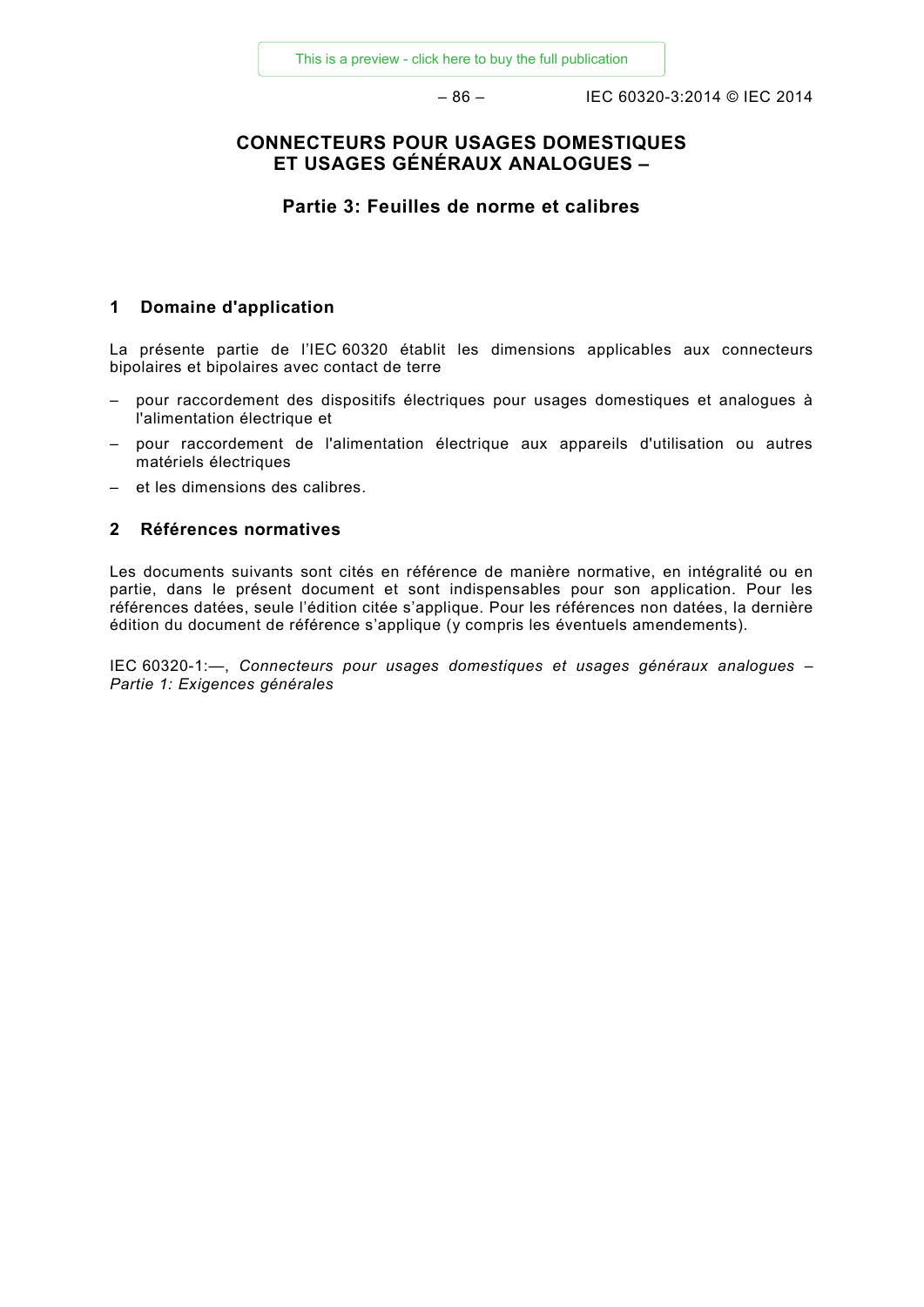# CONNECTEURS POUR USAGES DOMESTIQUES ET USAGES GÉNÉRAUX ANALOGUES –

## Partie 3: Feuilles de norme et calibres

## 1 Domaine d'application

La présente partie de l'IEC 60320 établit les dimensions applicables aux connecteurs bipolaires et bipolaires avec contact de terre

– pour raccordement des dispositifs électriques pour usages domestiques et analogues à l'alimentation électrique et
– pour raccordement de l'alimentation électrique aux appareils d'utilisation ou autres matériels électriques
– et les dimensions des calibres.

## 2 Références normatives

Les documents suivants sont cités en référence de manière normative, en intégralité ou en partie, dans le présent document et sont indispensables pour son application. Pour les références datées, seule l'édition citée s'applique. Pour les références non datées, la dernière édition du document de référence s'applique (y compris les éventuels amendements).

IEC 60320-1:—, *Connecteurs pour usages domestiques et usages généraux analogues – Partie 1: Exigences générales*